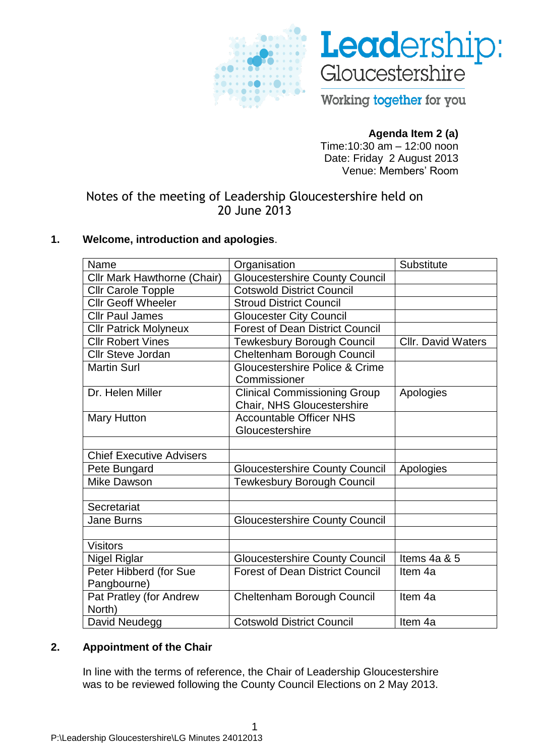**Agenda Item 2 (a)**
Time:10:30 am – 12:00 noon
Date: Friday 2 August 2013
Venue: Members' Room

# Notes of the meeting of Leadership Gloucestershire held on 20 June 2013

## 1. Welcome, introduction and apologies.

| Name | Organisation | Substitute |
|---|---|---|
| Cllr Mark Hawthorne (Chair) | Gloucestershire County Council | |
| Cllr Carole Topple | Cotswold District Council | |
| Cllr Geoff Wheeler | Stroud District Council | |
| Cllr Paul James | Gloucester City Council | |
| Cllr Patrick Molyneux | Forest of Dean District Council | |
| Cllr Robert Vines | Tewkesbury Borough Council | Cllr. David Waters |
| Cllr Steve Jordan | Cheltenham Borough Council | |
| Martin Surl | Gloucestershire Police & Crime Commissioner | |
| Dr. Helen Miller | Clinical Commissioning Group Chair, NHS Gloucestershire | Apologies |
| Mary Hutton | Accountable Officer NHS Gloucestershire | |
| | | |
| Chief Executive Advisers | | |
| Pete Bungard | Gloucestershire County Council | Apologies |
| Mike Dawson | Tewkesbury Borough Council | |
| | | |
| Secretariat | | |
| Jane Burns | Gloucestershire County Council | |
| | | |
| Visitors | | |
| Nigel Riglar | Gloucestershire County Council | Items 4a & 5 |
| Peter Hibberd (for Sue Pangbourne) | Forest of Dean District Council | Item 4a |
| Pat Pratley (for Andrew North) | Cheltenham Borough Council | Item 4a |
| David Neudegg | Cotswold District Council | Item 4a |

## 2. Appointment of the Chair

In line with the terms of reference, the Chair of Leadership Gloucestershire was to be reviewed following the County Council Elections on 2 May 2013.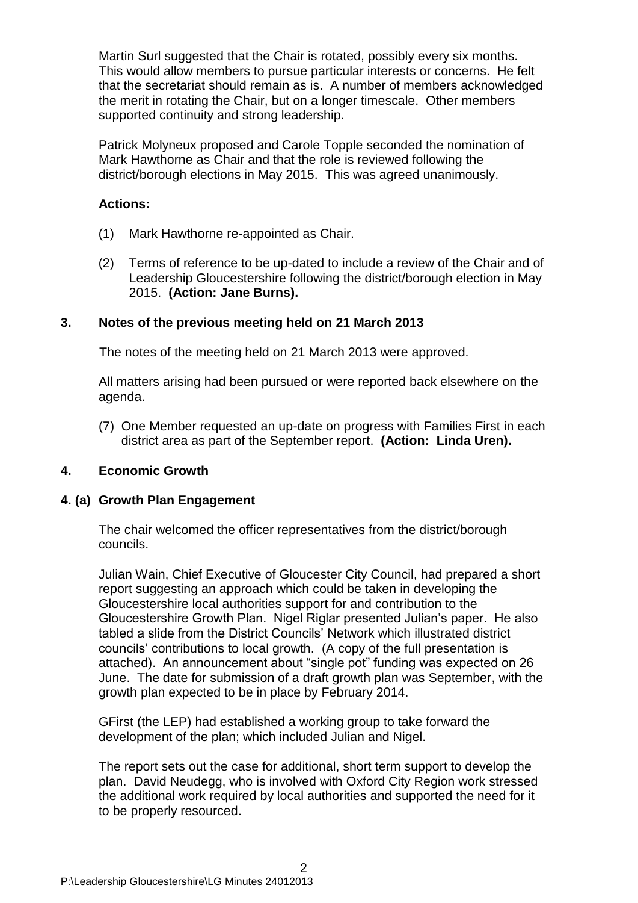Martin Surl suggested that the Chair is rotated, possibly every six months. This would allow members to pursue particular interests or concerns. He felt that the secretariat should remain as is. A number of members acknowledged the merit in rotating the Chair, but on a longer timescale. Other members supported continuity and strong leadership.

Patrick Molyneux proposed and Carole Topple seconded the nomination of Mark Hawthorne as Chair and that the role is reviewed following the district/borough elections in May 2015. This was agreed unanimously.

**Actions:**

(1) Mark Hawthorne re-appointed as Chair.

(2) Terms of reference to be up-dated to include a review of the Chair and of Leadership Gloucestershire following the district/borough election in May 2015. **(Action: Jane Burns).**

## 3. Notes of the previous meeting held on 21 March 2013

The notes of the meeting held on 21 March 2013 were approved.

All matters arising had been pursued or were reported back elsewhere on the agenda.

(7) One Member requested an up-date on progress with Families First in each district area as part of the September report. **(Action: Linda Uren).**

## 4. Economic Growth

### 4. (a) Growth Plan Engagement

The chair welcomed the officer representatives from the district/borough councils.

Julian Wain, Chief Executive of Gloucester City Council, had prepared a short report suggesting an approach which could be taken in developing the Gloucestershire local authorities support for and contribution to the Gloucestershire Growth Plan. Nigel Riglar presented Julian's paper. He also tabled a slide from the District Councils' Network which illustrated district councils' contributions to local growth. (A copy of the full presentation is attached). An announcement about "single pot" funding was expected on 26 June. The date for submission of a draft growth plan was September, with the growth plan expected to be in place by February 2014.

GFirst (the LEP) had established a working group to take forward the development of the plan; which included Julian and Nigel.

The report sets out the case for additional, short term support to develop the plan. David Neudegg, who is involved with Oxford City Region work stressed the additional work required by local authorities and supported the need for it to be properly resourced.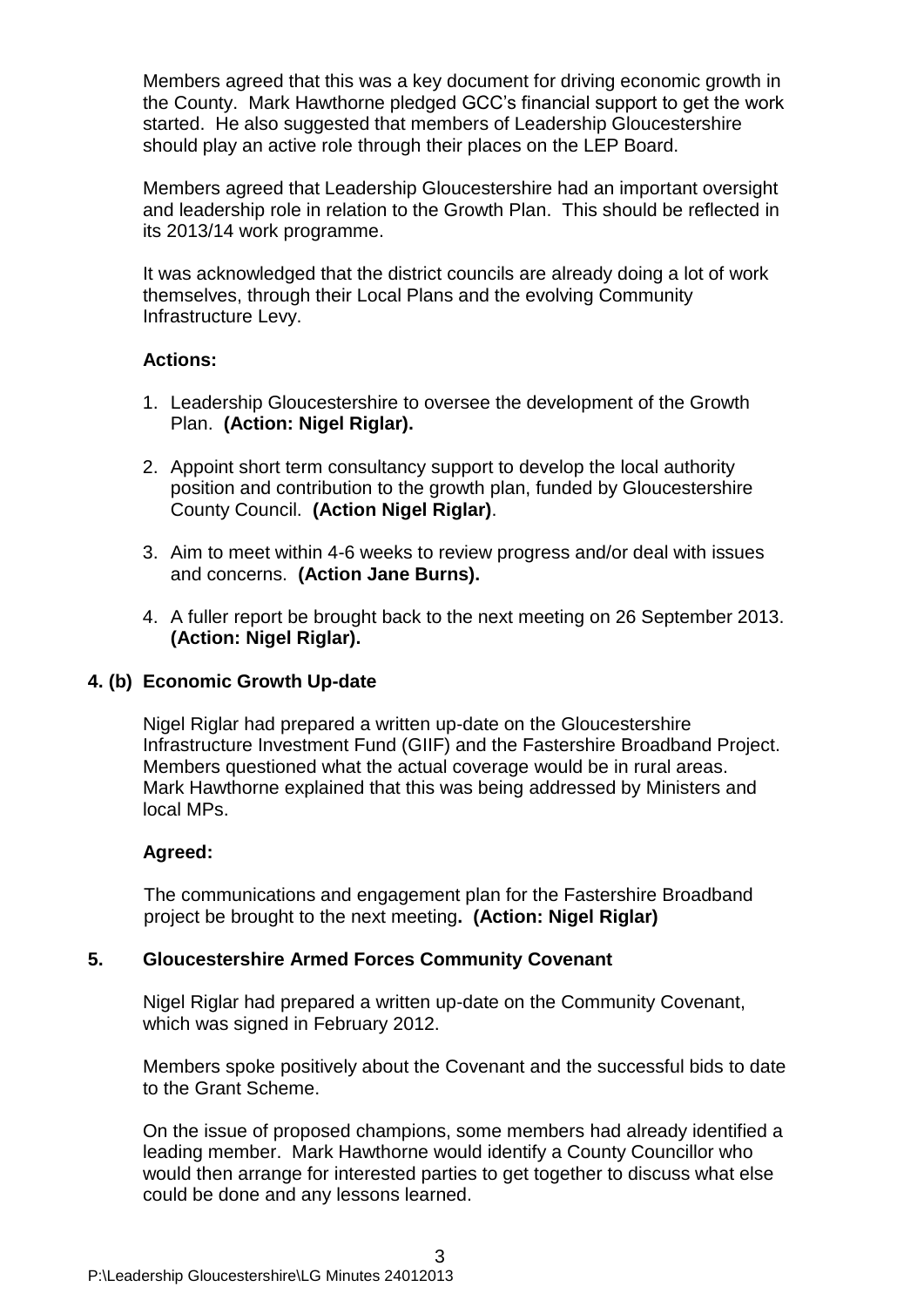Members agreed that this was a key document for driving economic growth in the County. Mark Hawthorne pledged GCC's financial support to get the work started. He also suggested that members of Leadership Gloucestershire should play an active role through their places on the LEP Board.

Members agreed that Leadership Gloucestershire had an important oversight and leadership role in relation to the Growth Plan. This should be reflected in its 2013/14 work programme.

It was acknowledged that the district councils are already doing a lot of work themselves, through their Local Plans and the evolving Community Infrastructure Levy.

**Actions:**

1. Leadership Gloucestershire to oversee the development of the Growth Plan. **(Action: Nigel Riglar).**

2. Appoint short term consultancy support to develop the local authority position and contribution to the growth plan, funded by Gloucestershire County Council. **(Action Nigel Riglar)**.

3. Aim to meet within 4-6 weeks to review progress and/or deal with issues and concerns. **(Action Jane Burns).**

4. A fuller report be brought back to the next meeting on 26 September 2013. **(Action: Nigel Riglar).**

### 4. (b) Economic Growth Up-date

Nigel Riglar had prepared a written up-date on the Gloucestershire Infrastructure Investment Fund (GIIF) and the Fastershire Broadband Project. Members questioned what the actual coverage would be in rural areas. Mark Hawthorne explained that this was being addressed by Ministers and local MPs.

**Agreed:**

The communications and engagement plan for the Fastershire Broadband project be brought to the next meeting**. (Action: Nigel Riglar)**

### 5. Gloucestershire Armed Forces Community Covenant

Nigel Riglar had prepared a written up-date on the Community Covenant, which was signed in February 2012.

Members spoke positively about the Covenant and the successful bids to date to the Grant Scheme.

On the issue of proposed champions, some members had already identified a leading member. Mark Hawthorne would identify a County Councillor who would then arrange for interested parties to get together to discuss what else could be done and any lessons learned.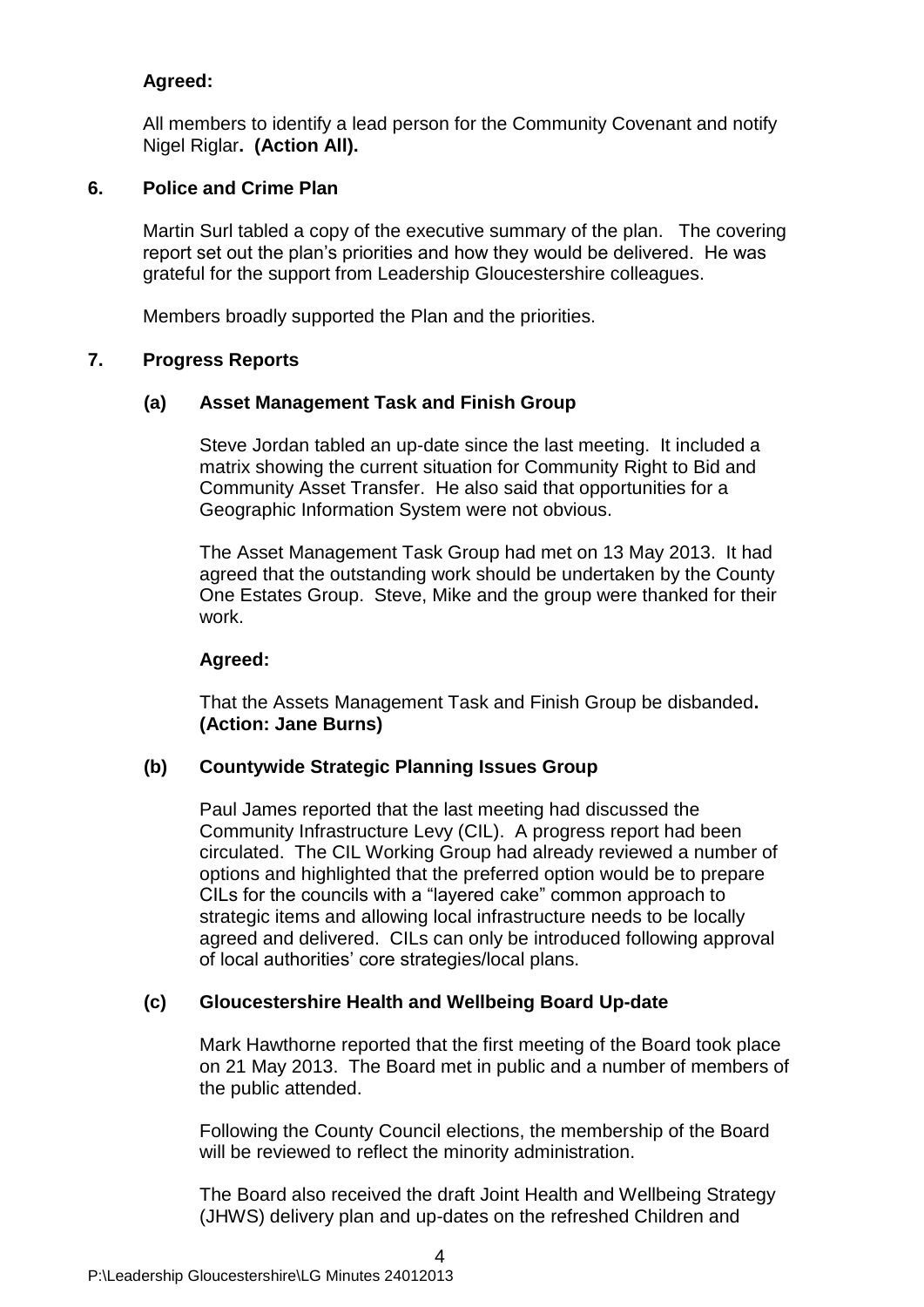**Agreed:**

All members to identify a lead person for the Community Covenant and notify Nigel Riglar**. (Action All).**

## 6. Police and Crime Plan

Martin Surl tabled a copy of the executive summary of the plan. The covering report set out the plan's priorities and how they would be delivered. He was grateful for the support from Leadership Gloucestershire colleagues.

Members broadly supported the Plan and the priorities.

## 7. Progress Reports

### (a) Asset Management Task and Finish Group

Steve Jordan tabled an up-date since the last meeting. It included a matrix showing the current situation for Community Right to Bid and Community Asset Transfer. He also said that opportunities for a Geographic Information System were not obvious.

The Asset Management Task Group had met on 13 May 2013. It had agreed that the outstanding work should be undertaken by the County One Estates Group. Steve, Mike and the group were thanked for their work.

**Agreed:**

That the Assets Management Task and Finish Group be disbanded**. (Action: Jane Burns)**

### (b) Countywide Strategic Planning Issues Group

Paul James reported that the last meeting had discussed the Community Infrastructure Levy (CIL). A progress report had been circulated. The CIL Working Group had already reviewed a number of options and highlighted that the preferred option would be to prepare CILs for the councils with a "layered cake" common approach to strategic items and allowing local infrastructure needs to be locally agreed and delivered. CILs can only be introduced following approval of local authorities' core strategies/local plans.

### (c) Gloucestershire Health and Wellbeing Board Up-date

Mark Hawthorne reported that the first meeting of the Board took place on 21 May 2013. The Board met in public and a number of members of the public attended.

Following the County Council elections, the membership of the Board will be reviewed to reflect the minority administration.

The Board also received the draft Joint Health and Wellbeing Strategy (JHWS) delivery plan and up-dates on the refreshed Children and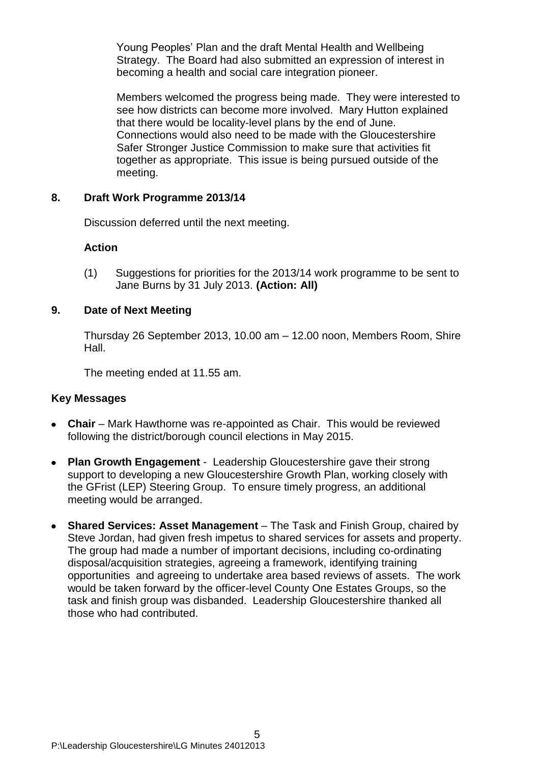Young Peoples' Plan and the draft Mental Health and Wellbeing Strategy. The Board had also submitted an expression of interest in becoming a health and social care integration pioneer.

Members welcomed the progress being made. They were interested to see how districts can become more involved. Mary Hutton explained that there would be locality-level plans by the end of June. Connections would also need to be made with the Gloucestershire Safer Stronger Justice Commission to make sure that activities fit together as appropriate. This issue is being pursued outside of the meeting.

## 8. Draft Work Programme 2013/14

Discussion deferred until the next meeting.

**Action**

(1) Suggestions for priorities for the 2013/14 work programme to be sent to Jane Burns by 31 July 2013. **(Action: All)**

## 9. Date of Next Meeting

Thursday 26 September 2013, 10.00 am – 12.00 noon, Members Room, Shire Hall.

The meeting ended at 11.55 am.

## Key Messages

- **Chair** – Mark Hawthorne was re-appointed as Chair. This would be reviewed following the district/borough council elections in May 2015.
- **Plan Growth Engagement** - Leadership Gloucestershire gave their strong support to developing a new Gloucestershire Growth Plan, working closely with the GFrist (LEP) Steering Group. To ensure timely progress, an additional meeting would be arranged.
- **Shared Services: Asset Management** – The Task and Finish Group, chaired by Steve Jordan, had given fresh impetus to shared services for assets and property. The group had made a number of important decisions, including co-ordinating disposal/acquisition strategies, agreeing a framework, identifying training opportunities and agreeing to undertake area based reviews of assets. The work would be taken forward by the officer-level County One Estates Groups, so the task and finish group was disbanded. Leadership Gloucestershire thanked all those who had contributed.